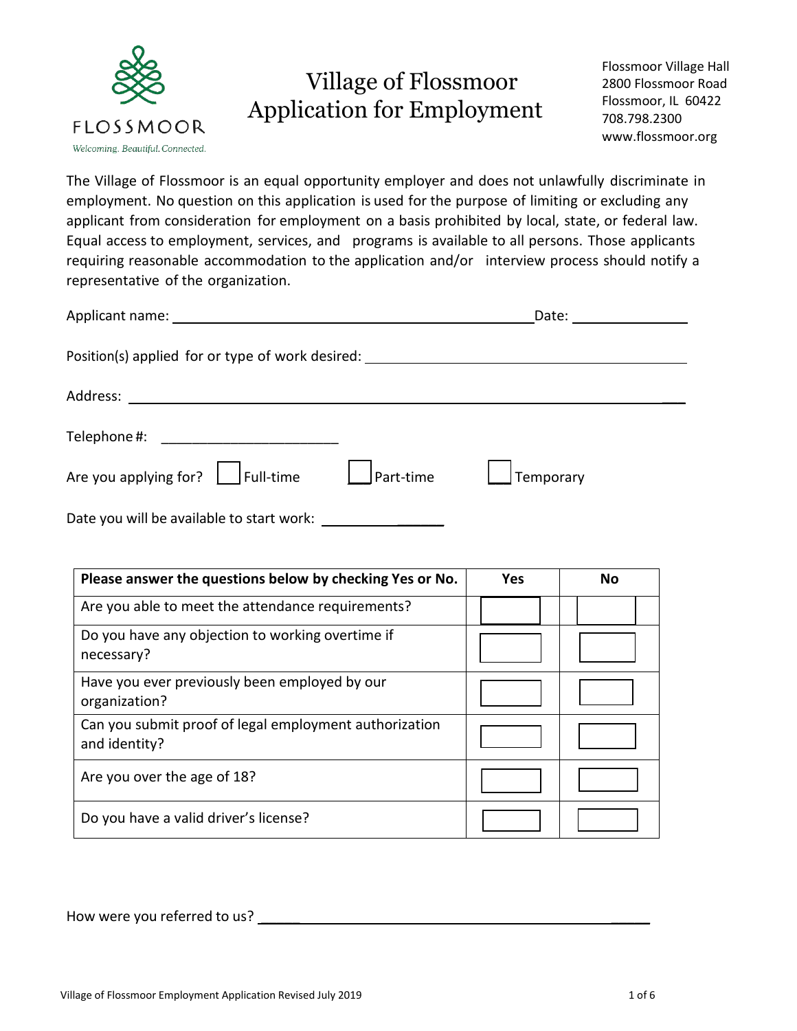FLOSSMOOR

*Welcoming. Beautiful. Connected.*

# Village of Flossmoor Application for Employment

Flossmoor Village Hall
2800 Flossmoor Road
Flossmoor, IL 60422
708.798.2300
www.flossmoor.org

The Village of Flossmoor is an equal opportunity employer and does not unlawfully discriminate in employment. No question on this application is used for the purpose of limiting or excluding any applicant from consideration for employment on a basis prohibited by local, state, or federal law. Equal access to employment, services, and programs is available to all persons. Those applicants requiring reasonable accommodation to the application and/or interview process should notify a representative of the organization.

Applicant name: ______________________________________ Date: ______________

Position(s) applied for or type of work desired: ______________________________________

Address: ______________________________________________________________________

Telephone #: ______________________

Are you applying for? ☐ Full-time ☐ Part-time ☐ Temporary

Date you will be available to start work: ______________

| Please answer the questions below by checking Yes or No. | Yes | No |
|---|---|---|
| Are you able to meet the attendance requirements? | ☐ | ☐ |
| Do you have any objection to working overtime if necessary? | ☐ | ☐ |
| Have you ever previously been employed by our organization? | ☐ | ☐ |
| Can you submit proof of legal employment authorization and identity? | ☐ | ☐ |
| Are you over the age of 18? | ☐ | ☐ |
| Do you have a valid driver's license? | ☐ | ☐ |

How were you referred to us? ______________________________________________

Village of Flossmoor Employment Application Revised July 2019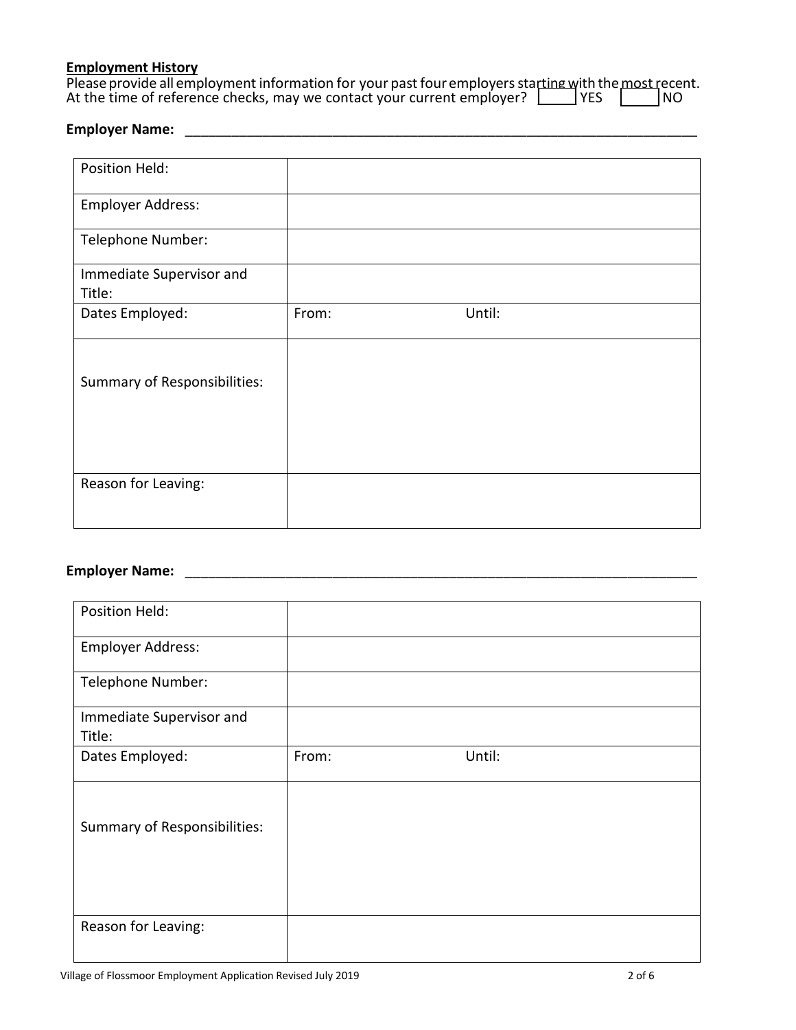**Employment History**

Please provide all employment information for your past four employers starting with the most recent.
At the time of reference checks, may we contact your current employer? ☐ YES ☐ NO

**Employer Name:** ______________________________________________________________________

| Position Held: | | |
|---|---|---|
| Employer Address: | | |
| Telephone Number: | | |
| Immediate Supervisor and Title: | | |
| Dates Employed: | From: | Until: |
| Summary of Responsibilities: | | |
| Reason for Leaving: | | |

**Employer Name:** ______________________________________________________________________

| Position Held: | | |
|---|---|---|
| Employer Address: | | |
| Telephone Number: | | |
| Immediate Supervisor and Title: | | |
| Dates Employed: | From: | Until: |
| Summary of Responsibilities: | | |
| Reason for Leaving: | | |

Village of Flossmoor Employment Application Revised July 2019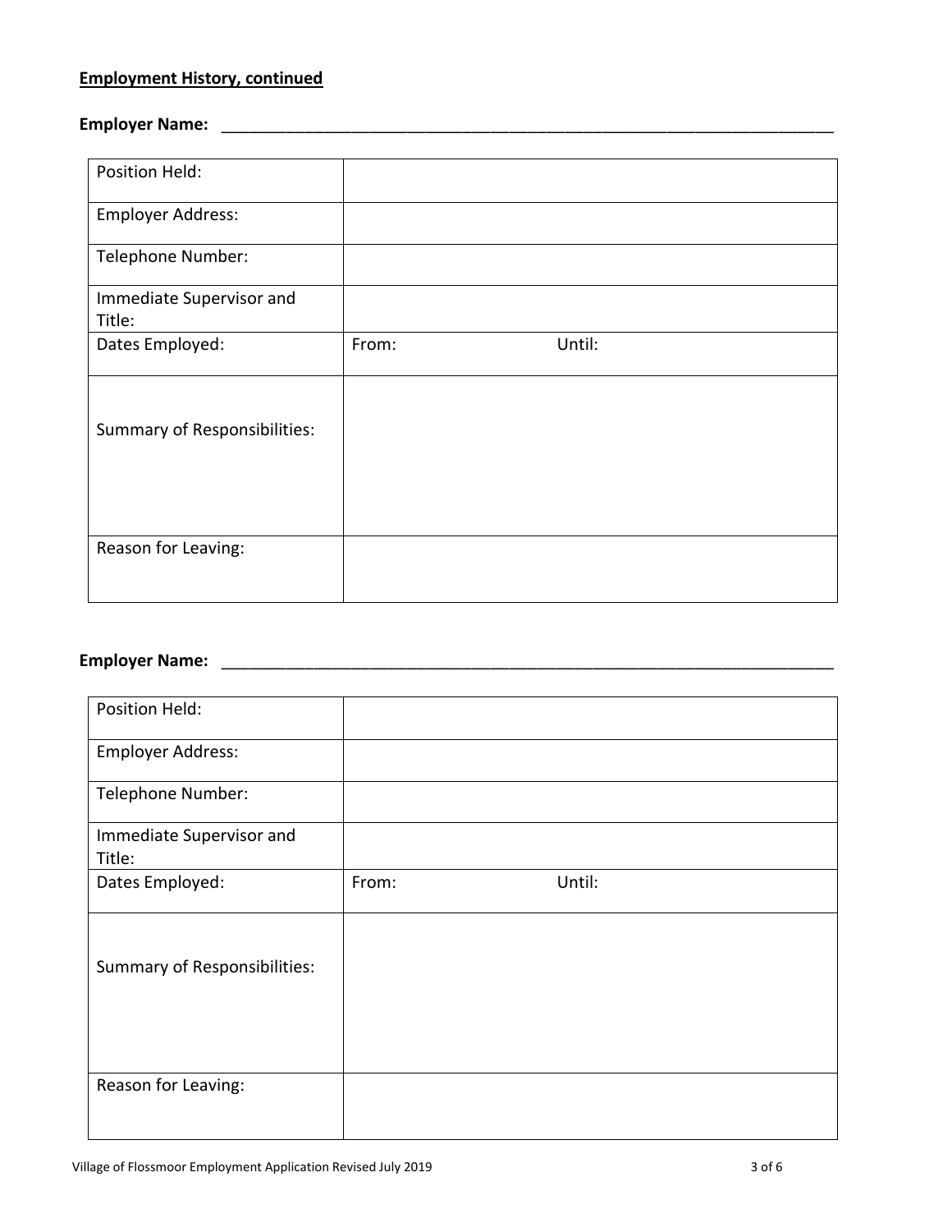**Employment History, continued**

**Employer Name:** ______________________________________________________________________

| Position Held: | |
|---|---|
| Employer Address: | |
| Telephone Number: | |
| Immediate Supervisor and Title: | |
| Dates Employed: | From: Until: |
| Summary of Responsibilities: | |
| Reason for Leaving: | |

**Employer Name:** ______________________________________________________________________

| Position Held: | |
|---|---|
| Employer Address: | |
| Telephone Number: | |
| Immediate Supervisor and Title: | |
| Dates Employed: | From: Until: |
| Summary of Responsibilities: | |
| Reason for Leaving: | |

Village of Flossmoor Employment Application Revised July 2019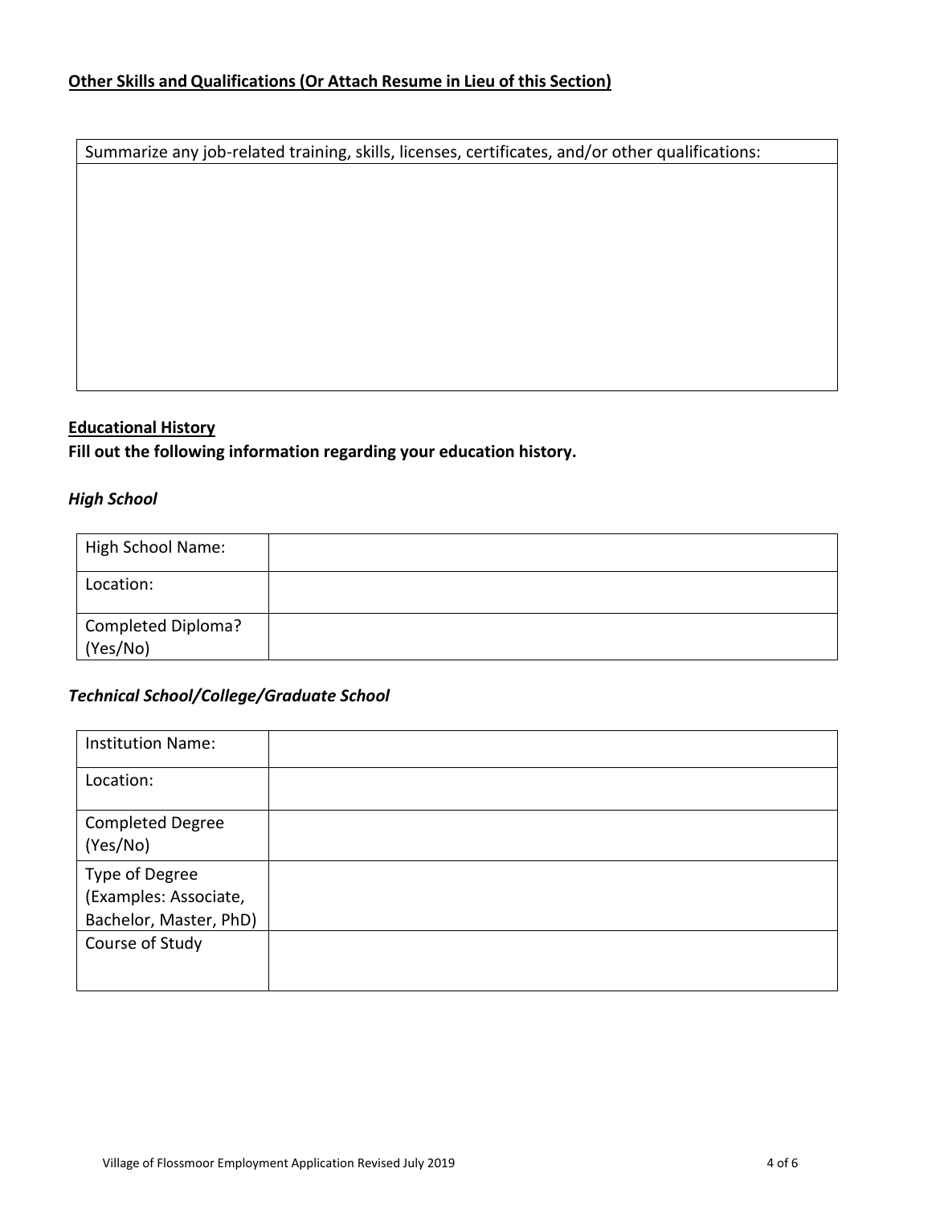**Other Skills and Qualifications (Or Attach Resume in Lieu of this Section)**

| Summarize any job-related training, skills, licenses, certificates, and/or other qualifications: |
| --- |
| |

**Educational History**

**Fill out the following information regarding your education history.**

***High School***

| High School Name: | |
| --- | --- |
| Location: | |
| Completed Diploma? (Yes/No) | |

***Technical School/College/Graduate School***

| Institution Name: | |
| --- | --- |
| Location: | |
| Completed Degree (Yes/No) | |
| Type of Degree (Examples: Associate, Bachelor, Master, PhD) | |
| Course of Study | |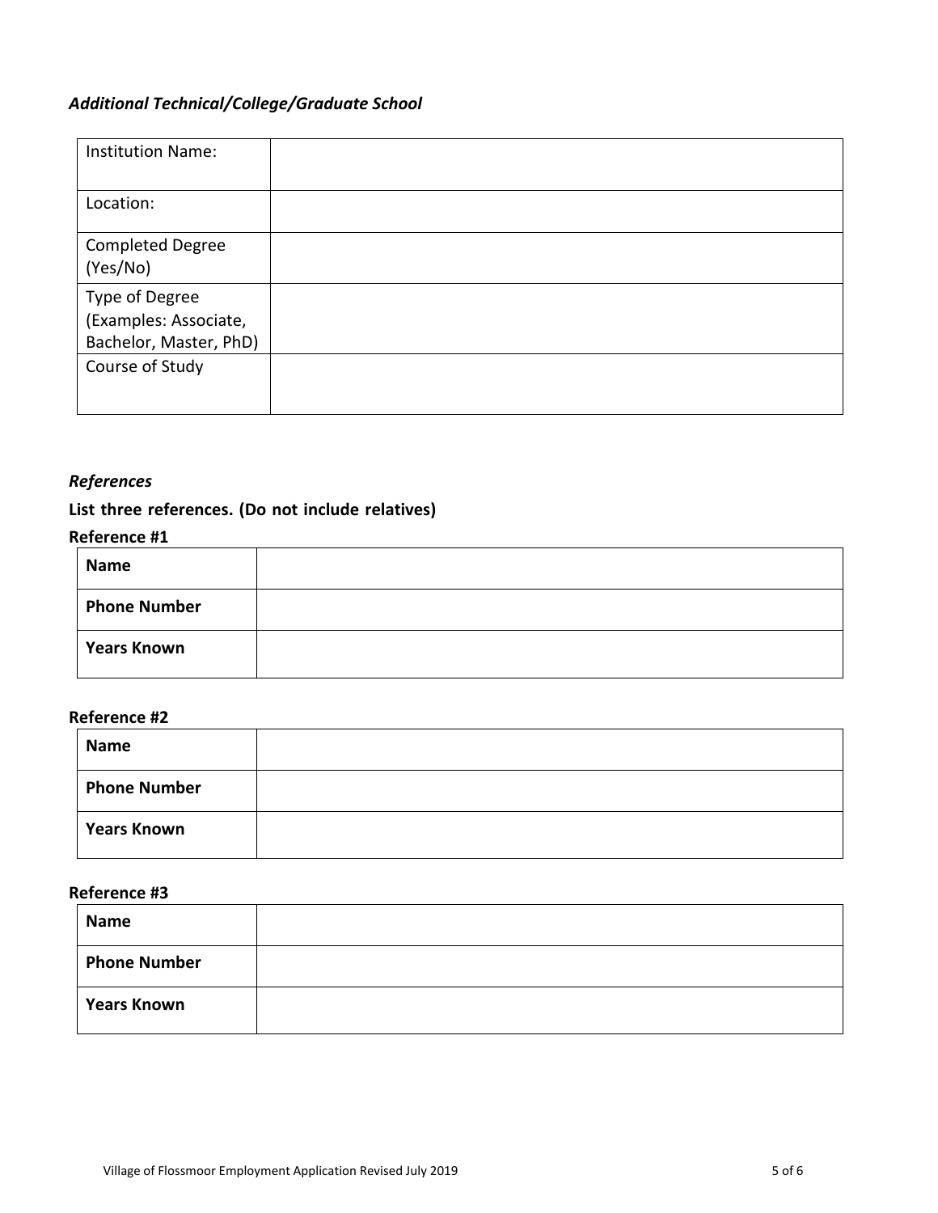### *Additional Technical/College/Graduate School*

| Institution Name: | |
|---|---|
| Location: | |
| Completed Degree (Yes/No) | |
| Type of Degree (Examples: Associate, Bachelor, Master, PhD) | |
| Course of Study | |

### *References*

**List three references. (Do not include relatives)**

**Reference #1**

| **Name** | |
|---|---|
| **Phone Number** | |
| **Years Known** | |

**Reference #2**

| **Name** | |
|---|---|
| **Phone Number** | |
| **Years Known** | |

**Reference #3**

| **Name** | |
|---|---|
| **Phone Number** | |
| **Years Known** | |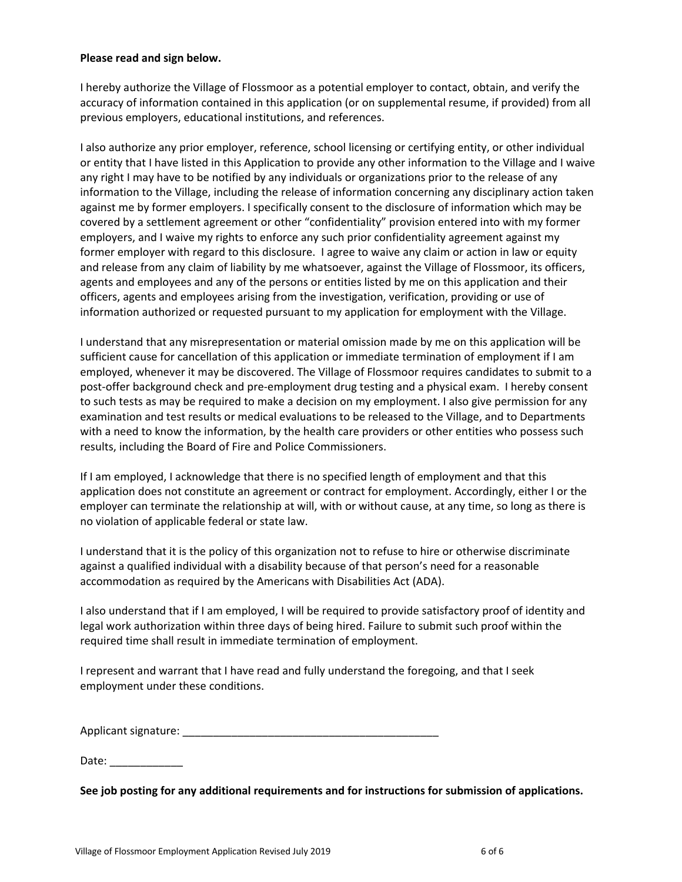**Please read and sign below.**

I hereby authorize the Village of Flossmoor as a potential employer to contact, obtain, and verify the accuracy of information contained in this application (or on supplemental resume, if provided) from all previous employers, educational institutions, and references.

I also authorize any prior employer, reference, school licensing or certifying entity, or other individual or entity that I have listed in this Application to provide any other information to the Village and I waive any right I may have to be notified by any individuals or organizations prior to the release of any information to the Village, including the release of information concerning any disciplinary action taken against me by former employers. I specifically consent to the disclosure of information which may be covered by a settlement agreement or other "confidentiality" provision entered into with my former employers, and I waive my rights to enforce any such prior confidentiality agreement against my former employer with regard to this disclosure. I agree to waive any claim or action in law or equity and release from any claim of liability by me whatsoever, against the Village of Flossmoor, its officers, agents and employees and any of the persons or entities listed by me on this application and their officers, agents and employees arising from the investigation, verification, providing or use of information authorized or requested pursuant to my application for employment with the Village.

I understand that any misrepresentation or material omission made by me on this application will be sufficient cause for cancellation of this application or immediate termination of employment if I am employed, whenever it may be discovered. The Village of Flossmoor requires candidates to submit to a post-offer background check and pre-employment drug testing and a physical exam. I hereby consent to such tests as may be required to make a decision on my employment. I also give permission for any examination and test results or medical evaluations to be released to the Village, and to Departments with a need to know the information, by the health care providers or other entities who possess such results, including the Board of Fire and Police Commissioners.

If I am employed, I acknowledge that there is no specified length of employment and that this application does not constitute an agreement or contract for employment. Accordingly, either I or the employer can terminate the relationship at will, with or without cause, at any time, so long as there is no violation of applicable federal or state law.

I understand that it is the policy of this organization not to refuse to hire or otherwise discriminate against a qualified individual with a disability because of that person's need for a reasonable accommodation as required by the Americans with Disabilities Act (ADA).

I also understand that if I am employed, I will be required to provide satisfactory proof of identity and legal work authorization within three days of being hired. Failure to submit such proof within the required time shall result in immediate termination of employment.

I represent and warrant that I have read and fully understand the foregoing, and that I seek employment under these conditions.

Applicant signature: ___________________________________________

Date: ____________

**See job posting for any additional requirements and for instructions for submission of applications.**